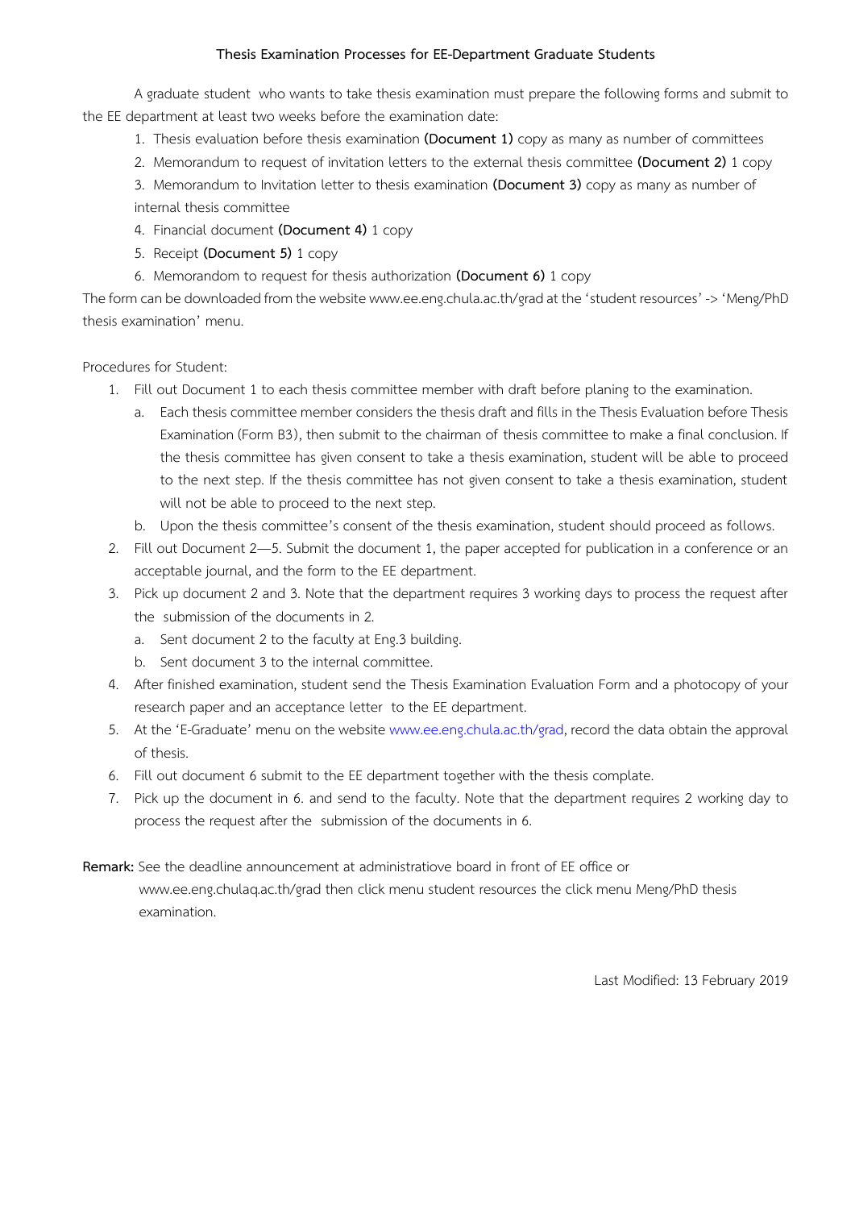# Thesis Examination Processes for EE-Department Graduate Students

A graduate student who wants to take thesis examination must prepare the following forms and submit to the EE department at least two weeks before the examination date:

1. Thesis evaluation before thesis examination **(Document 1)** copy as many as number of committees
2. Memorandum to request of invitation letters to the external thesis committee **(Document 2)** 1 copy
3. Memorandum to Invitation letter to thesis examination **(Document 3)** copy as many as number of internal thesis committee
4. Financial document **(Document 4)** 1 copy
5. Receipt **(Document 5)** 1 copy
6. Memorandom to request for thesis authorization **(Document 6)** 1 copy

The form can be downloaded from the website www.ee.eng.chula.ac.th/grad at the 'student resources' -> 'Meng/PhD thesis examination' menu.

Procedures for Student:

1. Fill out Document 1 to each thesis committee member with draft before planing to the examination.
   a. Each thesis committee member considers the thesis draft and fills in the Thesis Evaluation before Thesis Examination (Form B3), then submit to the chairman of thesis committee to make a final conclusion. If the thesis committee has given consent to take a thesis examination, student will be able to proceed to the next step. If the thesis committee has not given consent to take a thesis examination, student will not be able to proceed to the next step.
   b. Upon the thesis committee's consent of the thesis examination, student should proceed as follows.
2. Fill out Document 2—5. Submit the document 1, the paper accepted for publication in a conference or an acceptable journal, and the form to the EE department.
3. Pick up document 2 and 3. Note that the department requires 3 working days to process the request after the submission of the documents in 2.
   a. Sent document 2 to the faculty at Eng.3 building.
   b. Sent document 3 to the internal committee.
4. After finished examination, student send the Thesis Examination Evaluation Form and a photocopy of your research paper and an acceptance letter to the EE department.
5. At the 'E-Graduate' menu on the website www.ee.eng.chula.ac.th/grad, record the data obtain the approval of thesis.
6. Fill out document 6 submit to the EE department together with the thesis complate.
7. Pick up the document in 6. and send to the faculty. Note that the department requires 2 working day to process the request after the submission of the documents in 6.

**Remark:** See the deadline announcement at administratiove board in front of EE office or www.ee.eng.chulaq.ac.th/grad then click menu student resources the click menu Meng/PhD thesis examination.

Last Modified: 13 February 2019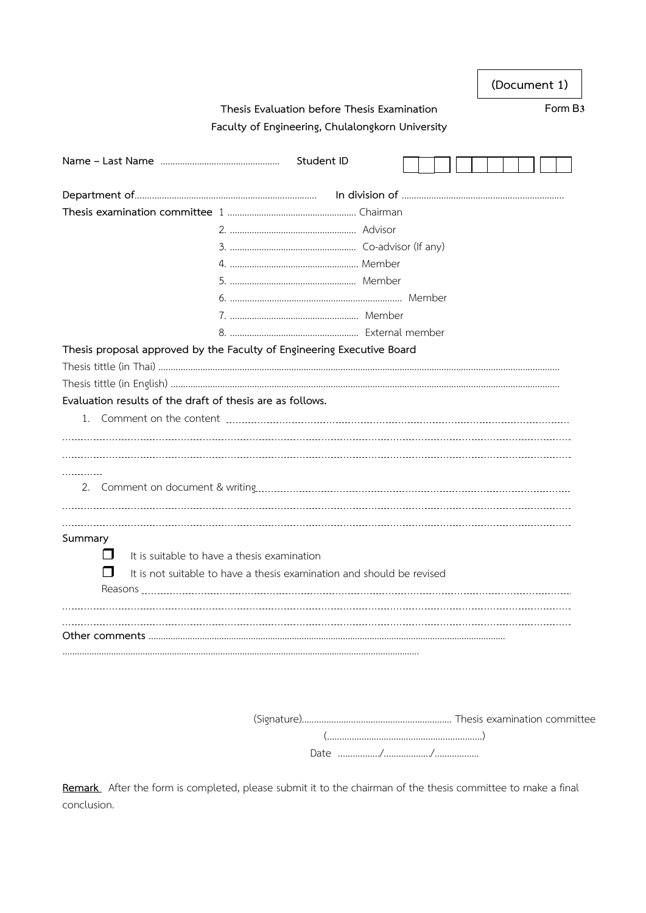(Document 1)

Form B3

**Thesis Evaluation before Thesis Examination**

**Faculty of Engineering, Chulalongkorn University**

**Name – Last Name** ............................................... **Student ID** | | | | | | | | | | | |

**Department of**......................................................................... **In division of** .................................................................

**Thesis examination committee** 1 .................................................... Chairman

2. .................................................... Advisor

3. .................................................... Co-advisor (If any)

4. .................................................... Member

5. .................................................... Member

6. ...................................................................... Member

7. .................................................... Member

8. .................................................... External member

**Thesis proposal approved by the Faculty of Engineering Executive Board**

Thesis tittle (in Thai) ..............................................................................................................................................................

Thesis tittle (in English) ..........................................................................................................................................................

**Evaluation results of the draft of thesis are as follows.**

1. Comment on the content ..........................................................................................................................

..........................................................................................................................................................................

..........................................................................................................................................................................

..............

2. Comment on document & writing..............................................................................................................

..........................................................................................................................................................................

..........................................................................................................................................................................

Summary

☐ It is suitable to have a thesis examination

☐ It is not suitable to have a thesis examination and should be revised

Reasons ..................................................................................................................................................

..........................................................................................................................................................................

..........................................................................................................................................................................

**Other comments** ..........................................................................................................................................

..........................................................................................................................................

(Signature)............................................................ Thesis examination committee

(..............................................................)

Date ................./.................../..................

**Remark** After the form is completed, please submit it to the chairman of the thesis committee to make a final conclusion.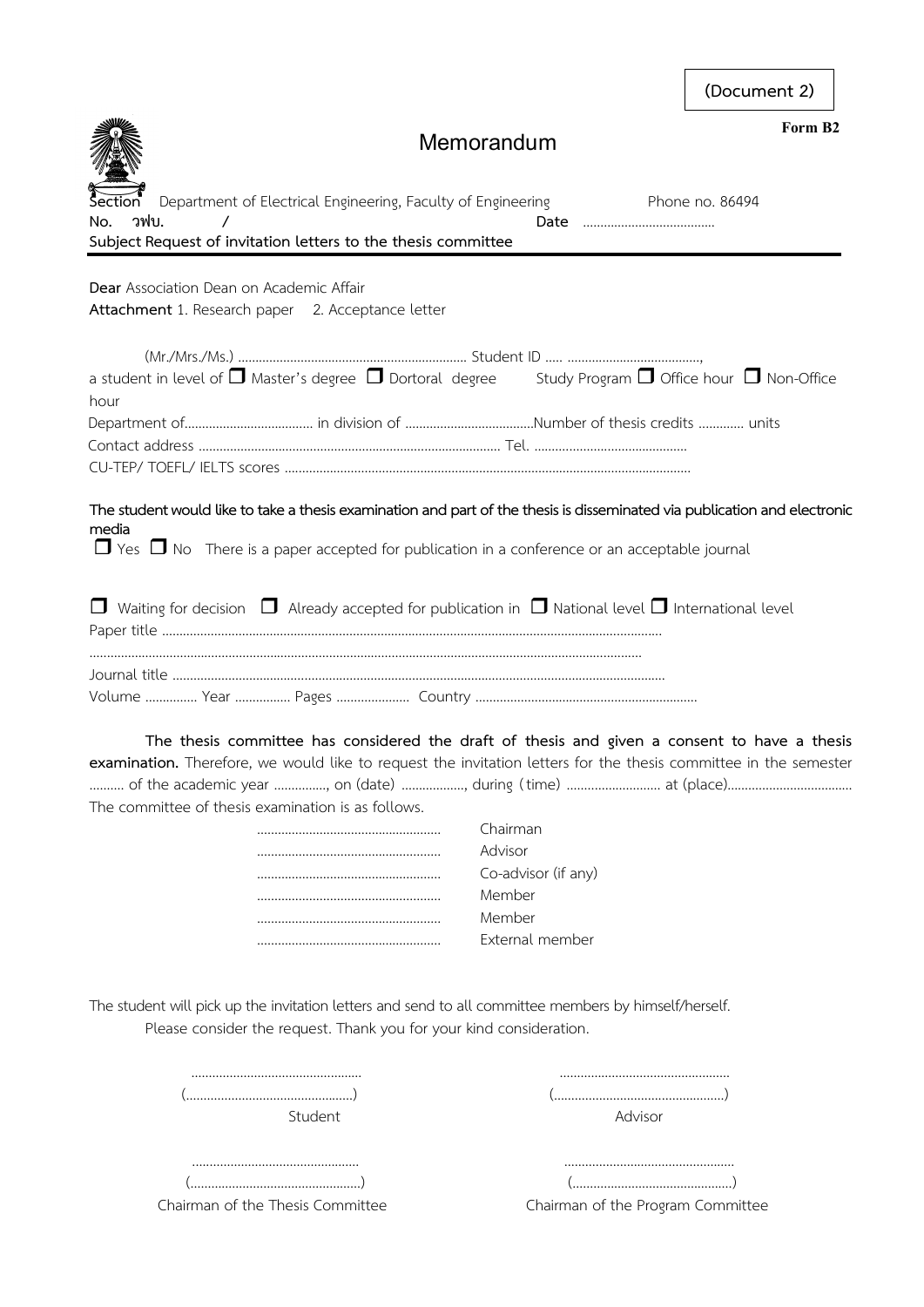(Document 2)

**Form B2**

# Memorandum

**Section** Department of Electrical Engineering, Faculty of Engineering  Phone no. 86494

**No.** วฟบ. /  **Date** ......................................

**Subject Request of invitation letters to the thesis committee**

---

**Dear** Association Dean on Academic Affair

**Attachment** 1. Research paper  2. Acceptance letter

(Mr./Mrs./Ms.) .................................................................. Student ID ..... .......................................,
a student in level of ❒ Master's degree ❒ Dortoral degree  Study Program ❒ Office hour ❒ Non-Office hour
Department of..................................... in division of .....................................Number of thesis credits ............. units
Contact address ........................................................................................ Tel. ............................................
CU-TEP/ TOEFL/ IELTS scores ....................................................................................................................

**The student would like to take a thesis examination and part of the thesis is disseminated via publication and electronic media**

❒ Yes ❒ No  There is a paper accepted for publication in a conference or an acceptable journal

❒ Waiting for decision ❒ Already accepted for publication in ❒ National level ❒ International level
Paper title ..............................................................................................................................................
..............................................................................................................................................
Journal title ..............................................................................................................................................
Volume ............... Year ................ Pages ..................... Country ................................................................

**The thesis committee has considered the draft of thesis and given a consent to have a thesis examination.** Therefore, we would like to request the invitation letters for the thesis committee in the semester .......... of the academic year ..............., on (date) .................., during (time) ........................... at (place)...................................
The committee of thesis examination is as follows.

..................................................... Chairman
..................................................... Advisor
..................................................... Co-advisor (if any)
..................................................... Member
..................................................... Member
..................................................... External member

The student will pick up the invitation letters and send to all committee members by himself/herself.
Please consider the request. Thank you for your kind consideration.

| | |
|---|---|
| ................................................ | ................................................ |
| (................................................) | (................................................) |
| Student | Advisor |
| ................................................ | ................................................ |
| (................................................) | (.............................................) |
| Chairman of the Thesis Committee | Chairman of the Program Committee |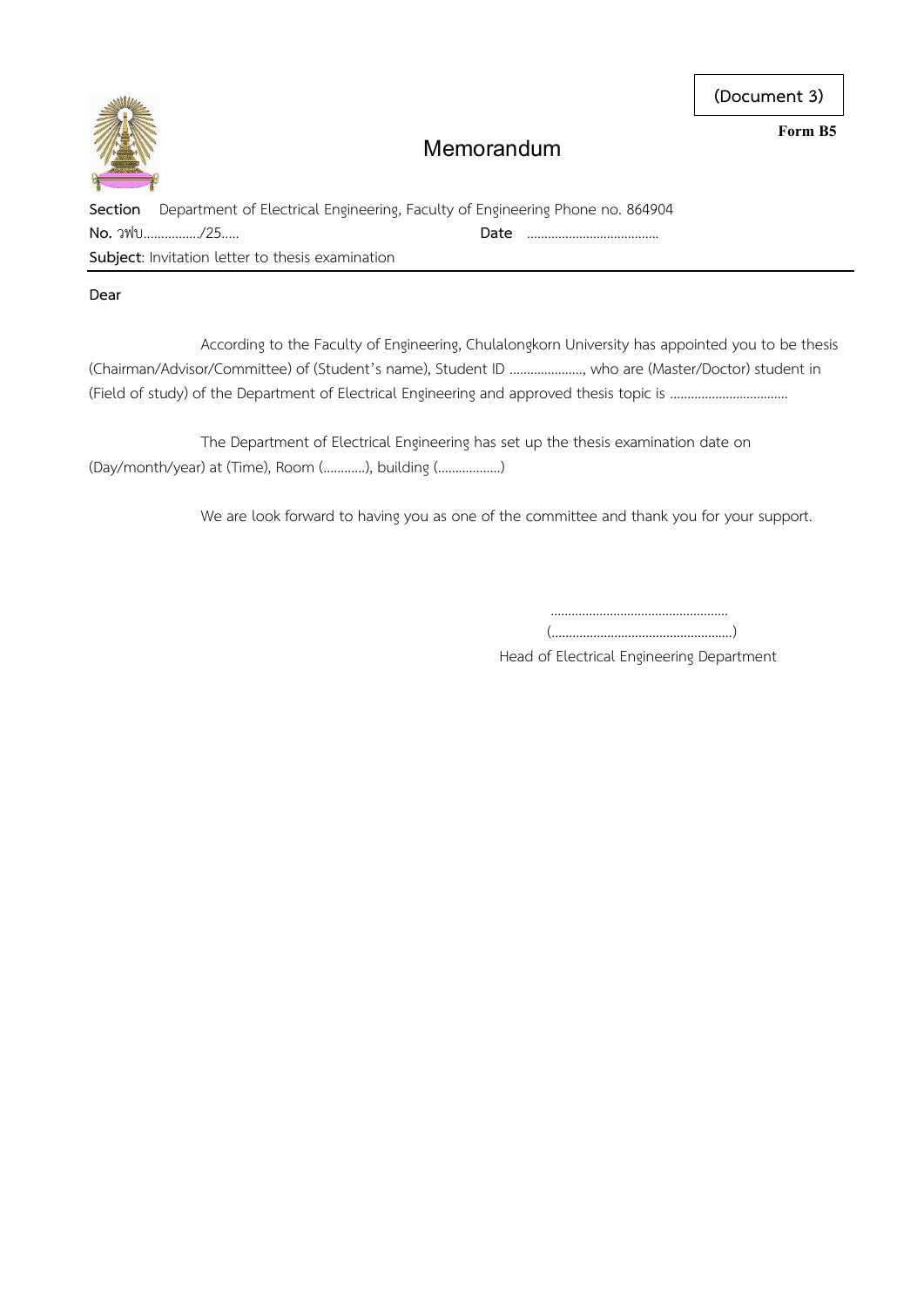(Document 3)

**Form B5**

# Memorandum

**Section** Department of Electrical Engineering, Faculty of Engineering Phone no. 864904

**No.** วฟบ................/25..... **Date** ......................................

**Subject**: Invitation letter to thesis examination

**Dear**

According to the Faculty of Engineering, Chulalongkorn University has appointed you to be thesis (Chairman/Advisor/Committee) of (Student's name), Student ID ....................., who are (Master/Doctor) student in (Field of study) of the Department of Electrical Engineering and approved thesis topic is ..................................

The Department of Electrical Engineering has set up the thesis examination date on (Day/month/year) at (Time), Room (............), building (..................)

We are look forward to having you as one of the committee and thank you for your support.

...................................................

(....................................................)

Head of Electrical Engineering Department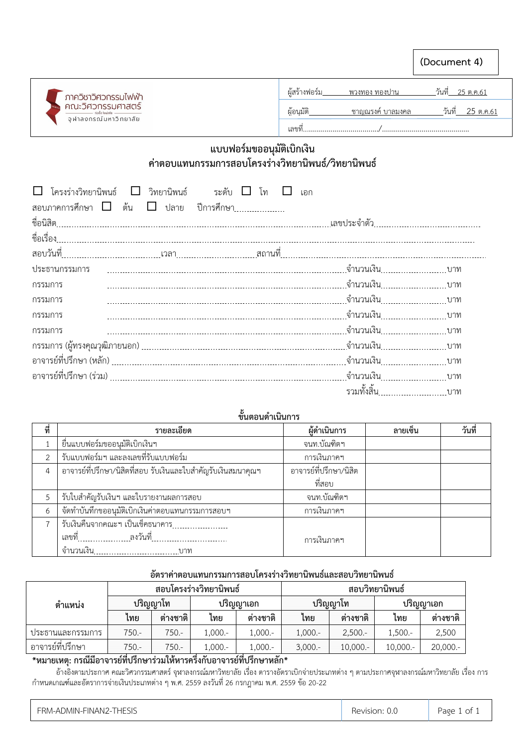(Document 4)

| ภาควิชาวิศวกรรมไฟฟ้า คณะวิศวกรรมศาสตร์ จุฬาลงกรณ์มหาวิทยาลัย | ผู้สร้างฟอร์ม พวงทอง ทองปาน วันที่ 25 ต.ค.61 |
|---|---|
| | ผู้อนุมัติ ชาญณรงค์ บาลมงคล วันที่ 25 ต.ค.61 |
| | เลขที่....................................../.......................................... |

## แบบฟอร์มขออนุมัติเบิกเงิน
## ค่าตอบแทนกรรมการสอบโครงร่างวิทยานิพนธ์/วิทยานิพนธ์

☐ โครงร่างวิทยานิพนธ์ ☐ วิทยานิพนธ์ ระดับ ☐ โท ☐ เอก

สอบภาคการศึกษา ☐ ต้น ☐ ปลาย ปีการศึกษา....................

ชื่อนิสิต..................................................................................................เลขประจำตัว..........................................

ชื่อเรื่อง..................................................................................................................................................................

สอบวันที่....................................เวลา...........................สถานที่......................................................................

ประธานกรรมการ ..................................................................จำนวนเงิน......................บาท

กรรมการ ..................................................................จำนวนเงิน......................บาท

กรรมการ ..................................................................จำนวนเงิน......................บาท

กรรมการ ..................................................................จำนวนเงิน......................บาท

กรรมการ ..................................................................จำนวนเงิน......................บาท

กรรมการ (ผู้ทรงคุณวุฒิภายนอก) ...................................................จำนวนเงิน......................บาท

อาจารย์ที่ปรึกษา (หลัก) ...........................................................จำนวนเงิน......................บาท

อาจารย์ที่ปรึกษา (ร่วม) ...........................................................จำนวนเงิน......................บาท

รวมทั้งสิ้น......................บาท

### ขั้นตอนดำเนินการ

| ที่ | รายละเอียด | ผู้ดำเนินการ | ลายเซ็น | วันที่ |
|---|---|---|---|---|
| 1 | ยื่นแบบฟอร์มขออนุมัติเบิกเงินฯ | จนท.บัณฑิตฯ | | |
| 2 | รับแบบฟอร์มฯ และลงเลขที่รับแบบฟอร์ม | การเงินภาคฯ | | |
| 4 | อาจารย์ที่ปรึกษา/นิสิตที่สอบ รับเงินและใบสำคัญรับเงินสมนาคุณฯ | อาจารย์ที่ปรึกษา/นิสิตที่สอบ | | |
| 5 | รับใบสำคัญรับเงินฯ และใบรายงานผลการสอบ | จนท.บัณฑิตฯ | | |
| 6 | จัดทำบันทึกขออนุมัติเบิกเงินค่าตอบแทนกรรมการสอบฯ | การเงินภาคฯ | | |
| 7 | รับเงินคืนจากคณะฯ เป็นเช็คธนาคาร...................... เลขที่..................ลงวันที่.............................. จำนวนเงิน...............................บาท | การเงินภาคฯ | | |

### อัตราค่าตอบแทนกรรมการสอบโครงร่างวิทยานิพนธ์และสอบวิทยานิพนธ์

| ตำแหน่ง | สอบโครงร่างวิทยานิพนธ์ | | | | สอบวิทยานิพนธ์ | | | |
|---|---|---|---|---|---|---|---|---|
| | ปริญญาโท | | ปริญญาเอก | | ปริญญาโท | | ปริญญาเอก | |
| | ไทย | ต่างชาติ | ไทย | ต่างชาติ | ไทย | ต่างชาติ | ไทย | ต่างชาติ |
| ประธานและกรรมการ | 750.- | 750.- | 1,000.- | 1,000.- | 1,000.- | 2,500.- | 1,500.- | 2,500 |
| อาจารย์ที่ปรึกษา | 750.- | 750.- | 1,000.- | 1,000.- | 3,000.- | 10,000.- | 10,000.- | 20,000.- |

**\*หมายเหตุ: กรณีมีอาจารย์ที่ปรึกษาร่วมให้หารครึ่งกับอาจารย์ที่ปรึกษาหลัก\***

อ้างอิงตามประกาศ คณะวิศวกรรมศาสตร์ จุฬาลงกรณ์มหาวิทยาลัย เรื่อง ตารางอัตราเบิกจ่ายประเภทต่าง ๆ ตามประกาศจุฬาลงกรณ์มหาวิทยาลัย เรื่อง การกำหนดเกณฑ์และอัตราการจ่ายเงินประเภทต่าง ๆ พ.ศ. 2559 ลงวันที่ 26 กรกฎาคม พ.ศ. 2559 ข้อ 20-22

| FRM-ADMIN-FINAN2-THESIS | Revision: 0.0 |
|---|---|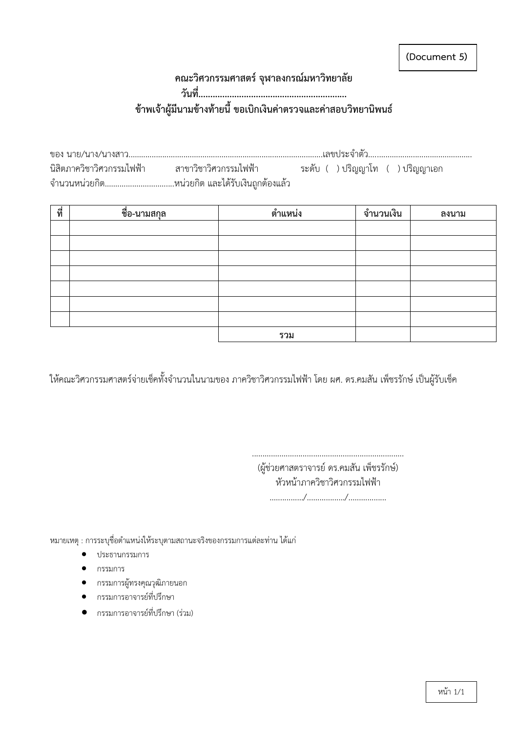(Document 5)

**คณะวิศวกรรมศาสตร์ จุฬาลงกรณ์มหาวิทยาลัย**

**วันที่..............................................................**

**ข้าพเจ้าผู้มีนามข้างท้ายนี้ ขอเบิกเงินค่าตรวจและค่าสอบวิทยานิพนธ์**

ของ นาย/นาง/นางสาว............................................................................................เลขประจำตัว................................................

นิสิตภาควิชาวิศวกรรมไฟฟ้า สาขาวิชาวิศวกรรมไฟฟ้า ระดับ ( ) ปริญญาโท ( ) ปริญญาเอก

จำนวนหน่วยกิต.................................หน่วยกิต และได้รับเงินถูกต้องแล้ว

| ที่ | ชื่อ-นามสกุล | ตำแหน่ง | จำนวนเงิน | ลงนาม |
|---|---|---|---|---|
| | | | | |
| | | | | |
| | | | | |
| | | | | |
| | | | | |
| | | | | |
| | | | | |
| | | **รวม** | | |

ให้คณะวิศวกรรมศาสตร์จ่ายเช็คทั้งจำนวนในนามของ ภาควิชาวิศวกรรมไฟฟ้า โดย ผศ. ดร.คมสัน เพ็ชรรักษ์ เป็นผู้รับเช็ค

........................................................................

(ผู้ช่วยศาสตราจารย์ ดร.คมสัน เพ็ชรรักษ์)

หัวหน้าภาควิชาวิศวกรรมไฟฟ้า

................/................../..................

หมายเหตุ : การระบุชื่อตำแหน่งให้ระบุตามสถานะจริงของกรรมการแต่ละท่าน ได้แก่

- ประธานกรรมการ
- กรรมการ
- กรรมการผู้ทรงคุณวุฒิภายนอก
- กรรมการอาจารย์ที่ปรึกษา
- กรรมการอาจารย์ที่ปรึกษา (ร่วม)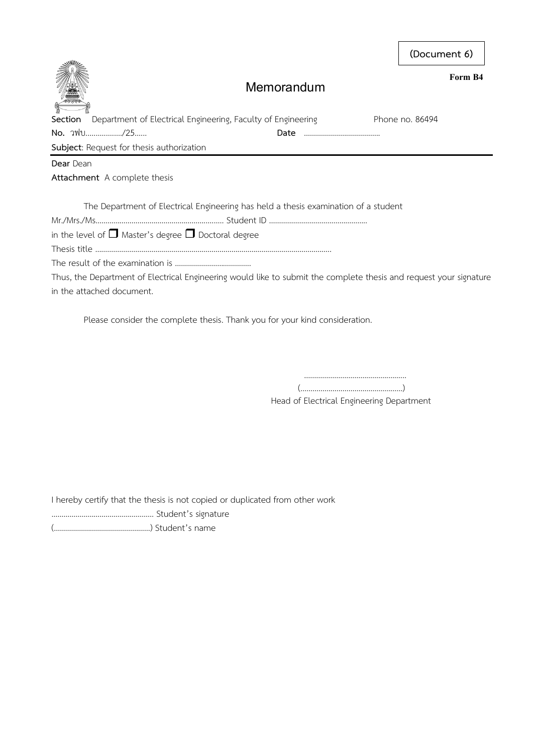(Document 6)

**Form B4**

# Memorandum

**Section** Department of Electrical Engineering, Faculty of Engineering Phone no. 86494

**No.** วฟบ................../25...... **Date** .....................................

**Subject**: Request for thesis authorization

---

**Dear** Dean

**Attachment** A complete thesis

The Department of Electrical Engineering has held a thesis examination of a student

Mr./Mrs./Ms............................................................... Student ID ................................................

in the level of ☐ Master's degree ☐ Doctoral degree

Thesis title ....................................................................................................................

The result of the examination is .....................................

Thus, the Department of Electrical Engineering would like to submit the complete thesis and request your signature in the attached document.

Please consider the complete thesis. Thank you for your kind consideration.

..................................................

(..................................................)

Head of Electrical Engineering Department

I hereby certify that the thesis is not copied or duplicated from other work

.................................................. Student's signature

(................................................) Student's name